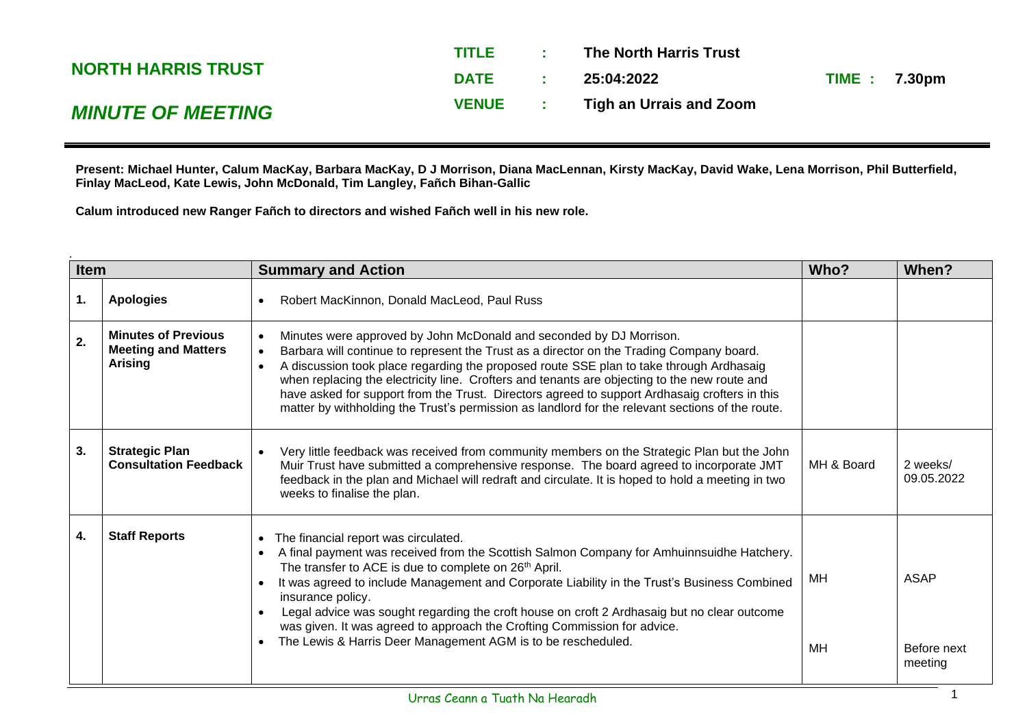# NORTH HARRIS TRUST

## *MINUTE OF MEETING*

**TITLE : The North Harris Trust**

**DATE : 25:04:2022 TIME : 7.30pm**

**VENUE : Tigh an Urrais and Zoom**

**Present: Michael Hunter, Calum MacKay, Barbara MacKay, D J Morrison, Diana MacLennan, Kirsty MacKay, David Wake, Lena Morrison, Phil Butterfield, Finlay MacLeod, Kate Lewis, John McDonald, Tim Langley, Fañch Bihan-Gallic**

**Calum introduced new Ranger Fañch to directors and wished Fañch well in his new role.**

| Item | | Summary and Action | Who? | When? |
|---|---|---|---|---|
| 1. | **Apologies** | • Robert MacKinnon, Donald MacLeod, Paul Russ | | |
| 2. | **Minutes of Previous Meeting and Matters Arising** | • Minutes were approved by John McDonald and seconded by DJ Morrison.<br>• Barbara will continue to represent the Trust as a director on the Trading Company board.<br>• A discussion took place regarding the proposed route SSE plan to take through Ardhasaig when replacing the electricity line. Crofters and tenants are objecting to the new route and have asked for support from the Trust. Directors agreed to support Ardhasaig crofters in this matter by withholding the Trust's permission as landlord for the relevant sections of the route. | | |
| 3. | **Strategic Plan Consultation Feedback** | • Very little feedback was received from community members on the Strategic Plan but the John Muir Trust have submitted a comprehensive response. The board agreed to incorporate JMT feedback in the plan and Michael will redraft and circulate. It is hoped to hold a meeting in two weeks to finalise the plan. | MH & Board | 2 weeks/ 09.05.2022 |
| 4. | **Staff Reports** | • The financial report was circulated.<br>• A final payment was received from the Scottish Salmon Company for Amhuinnsuidhe Hatchery. The transfer to ACE is due to complete on 26th April.<br>• It was agreed to include Management and Corporate Liability in the Trust's Business Combined insurance policy.<br>• Legal advice was sought regarding the croft house on croft 2 Ardhasaig but no clear outcome was given. It was agreed to approach the Crofting Commission for advice.<br>• The Lewis & Harris Deer Management AGM is to be rescheduled. | MH<br><br>MH | ASAP<br><br>Before next meeting |

Urras Ceann a Tuath Na Hearadh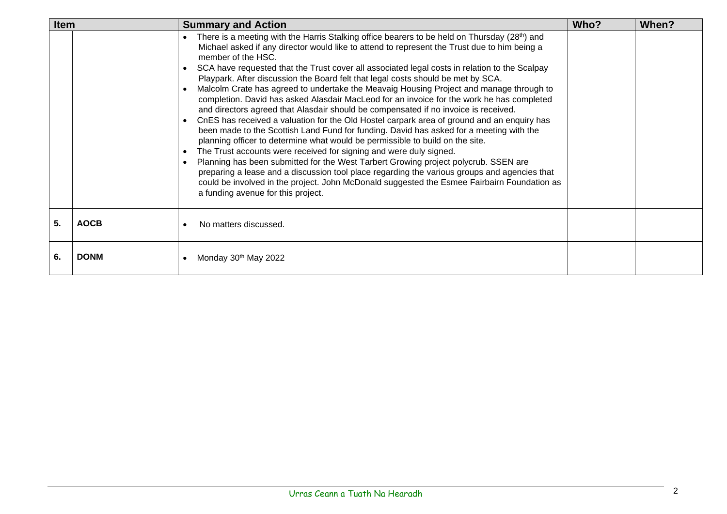| Item | | Summary and Action | Who? | When? |
|---|---|---|---|---|
| | | • There is a meeting with the Harris Stalking office bearers to be held on Thursday (28th) and Michael asked if any director would like to attend to represent the Trust due to him being a member of the HSC.<br>• SCA have requested that the Trust cover all associated legal costs in relation to the Scalpay Playpark. After discussion the Board felt that legal costs should be met by SCA.<br>• Malcolm Crate has agreed to undertake the Meavaig Housing Project and manage through to completion. David has asked Alasdair MacLeod for an invoice for the work he has completed and directors agreed that Alasdair should be compensated if no invoice is received.<br>• CnES has received a valuation for the Old Hostel carpark area of ground and an enquiry has been made to the Scottish Land Fund for funding. David has asked for a meeting with the planning officer to determine what would be permissible to build on the site.<br>• The Trust accounts were received for signing and were duly signed.<br>• Planning has been submitted for the West Tarbert Growing project polycrub. SSEN are preparing a lease and a discussion tool place regarding the various groups and agencies that could be involved in the project. John McDonald suggested the Esmee Fairbairn Foundation as a funding avenue for this project. | | |
| 5. | **AOCB** | • No matters discussed. | | |
| 6. | **DONM** | • Monday 30th May 2022 | | |